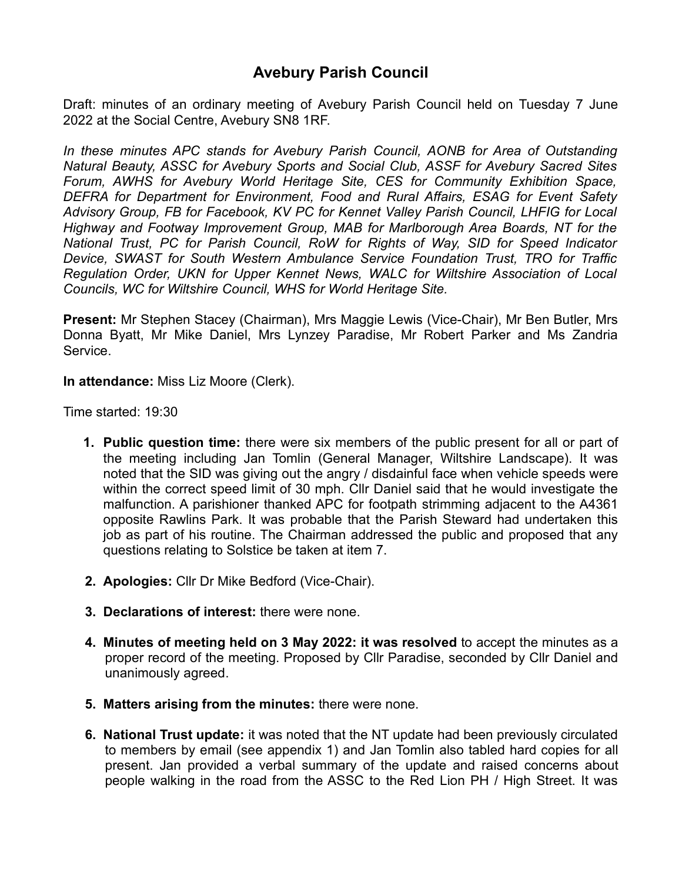# Avebury Parish Council

Draft: minutes of an ordinary meeting of Avebury Parish Council held on Tuesday 7 June 2022 at the Social Centre, Avebury SN8 1RF.

*In these minutes APC stands for Avebury Parish Council, AONB for Area of Outstanding Natural Beauty, ASSC for Avebury Sports and Social Club, ASSF for Avebury Sacred Sites Forum, AWHS for Avebury World Heritage Site, CES for Community Exhibition Space, DEFRA for Department for Environment, Food and Rural Affairs, ESAG for Event Safety Advisory Group, FB for Facebook, KV PC for Kennet Valley Parish Council, LHFIG for Local Highway and Footway Improvement Group, MAB for Marlborough Area Boards, NT for the National Trust, PC for Parish Council, RoW for Rights of Way, SID for Speed Indicator Device, SWAST for South Western Ambulance Service Foundation Trust, TRO for Traffic Regulation Order, UKN for Upper Kennet News, WALC for Wiltshire Association of Local Councils, WC for Wiltshire Council, WHS for World Heritage Site.*

**Present:** Mr Stephen Stacey (Chairman), Mrs Maggie Lewis (Vice-Chair), Mr Ben Butler, Mrs Donna Byatt, Mr Mike Daniel, Mrs Lynzey Paradise, Mr Robert Parker and Ms Zandria Service.

**In attendance:** Miss Liz Moore (Clerk).

Time started: 19:30

1. **Public question time:** there were six members of the public present for all or part of the meeting including Jan Tomlin (General Manager, Wiltshire Landscape). It was noted that the SID was giving out the angry / disdainful face when vehicle speeds were within the correct speed limit of 30 mph. Cllr Daniel said that he would investigate the malfunction. A parishioner thanked APC for footpath strimming adjacent to the A4361 opposite Rawlins Park. It was probable that the Parish Steward had undertaken this job as part of his routine. The Chairman addressed the public and proposed that any questions relating to Solstice be taken at item 7.

2. **Apologies:** Cllr Dr Mike Bedford (Vice-Chair).

3. **Declarations of interest:** there were none.

4. **Minutes of meeting held on 3 May 2022: it was resolved** to accept the minutes as a proper record of the meeting. Proposed by Cllr Paradise, seconded by Cllr Daniel and unanimously agreed.

5. **Matters arising from the minutes:** there were none.

6. **National Trust update:** it was noted that the NT update had been previously circulated to members by email (see appendix 1) and Jan Tomlin also tabled hard copies for all present. Jan provided a verbal summary of the update and raised concerns about people walking in the road from the ASSC to the Red Lion PH / High Street. It was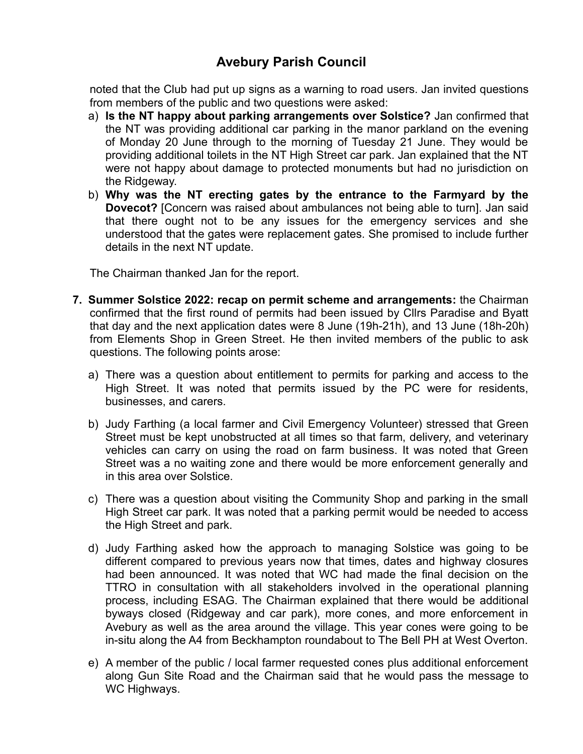noted that the Club had put up signs as a warning to road users. Jan invited questions from members of the public and two questions were asked:

a) **Is the NT happy about parking arrangements over Solstice?** Jan confirmed that the NT was providing additional car parking in the manor parkland on the evening of Monday 20 June through to the morning of Tuesday 21 June. They would be providing additional toilets in the NT High Street car park. Jan explained that the NT were not happy about damage to protected monuments but had no jurisdiction on the Ridgeway.

b) **Why was the NT erecting gates by the entrance to the Farmyard by the Dovecot?** [Concern was raised about ambulances not being able to turn]. Jan said that there ought not to be any issues for the emergency services and she understood that the gates were replacement gates. She promised to include further details in the next NT update.

The Chairman thanked Jan for the report.

7. **Summer Solstice 2022: recap on permit scheme and arrangements:** the Chairman confirmed that the first round of permits had been issued by Cllrs Paradise and Byatt that day and the next application dates were 8 June (19h-21h), and 13 June (18h-20h) from Elements Shop in Green Street. He then invited members of the public to ask questions. The following points arose:

   a) There was a question about entitlement to permits for parking and access to the High Street. It was noted that permits issued by the PC were for residents, businesses, and carers.

   b) Judy Farthing (a local farmer and Civil Emergency Volunteer) stressed that Green Street must be kept unobstructed at all times so that farm, delivery, and veterinary vehicles can carry on using the road on farm business. It was noted that Green Street was a no waiting zone and there would be more enforcement generally and in this area over Solstice.

   c) There was a question about visiting the Community Shop and parking in the small High Street car park. It was noted that a parking permit would be needed to access the High Street and park.

   d) Judy Farthing asked how the approach to managing Solstice was going to be different compared to previous years now that times, dates and highway closures had been announced. It was noted that WC had made the final decision on the TTRO in consultation with all stakeholders involved in the operational planning process, including ESAG. The Chairman explained that there would be additional byways closed (Ridgeway and car park), more cones, and more enforcement in Avebury as well as the area around the village. This year cones were going to be in-situ along the A4 from Beckhampton roundabout to The Bell PH at West Overton.

   e) A member of the public / local farmer requested cones plus additional enforcement along Gun Site Road and the Chairman said that he would pass the message to WC Highways.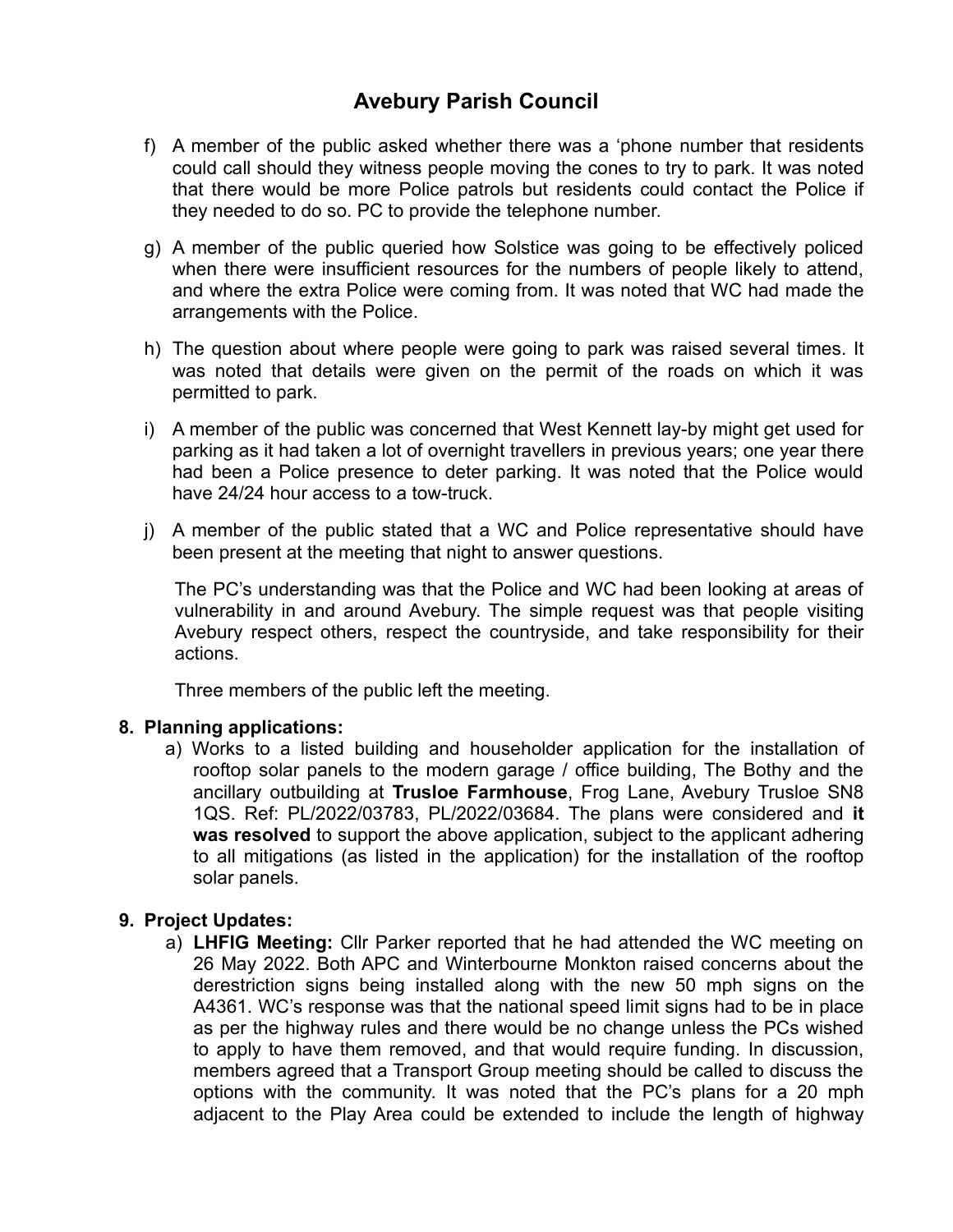# Avebury Parish Council

f) A member of the public asked whether there was a 'phone number that residents could call should they witness people moving the cones to try to park. It was noted that there would be more Police patrols but residents could contact the Police if they needed to do so. PC to provide the telephone number.

g) A member of the public queried how Solstice was going to be effectively policed when there were insufficient resources for the numbers of people likely to attend, and where the extra Police were coming from. It was noted that WC had made the arrangements with the Police.

h) The question about where people were going to park was raised several times. It was noted that details were given on the permit of the roads on which it was permitted to park.

i) A member of the public was concerned that West Kennett lay-by might get used for parking as it had taken a lot of overnight travellers in previous years; one year there had been a Police presence to deter parking. It was noted that the Police would have 24/24 hour access to a tow-truck.

j) A member of the public stated that a WC and Police representative should have been present at the meeting that night to answer questions.

The PC's understanding was that the Police and WC had been looking at areas of vulnerability in and around Avebury. The simple request was that people visiting Avebury respect others, respect the countryside, and take responsibility for their actions.

Three members of the public left the meeting.

**8. Planning applications:**

a) Works to a listed building and householder application for the installation of rooftop solar panels to the modern garage / office building, The Bothy and the ancillary outbuilding at **Trusloe Farmhouse**, Frog Lane, Avebury Trusloe SN8 1QS. Ref: PL/2022/03783, PL/2022/03684. The plans were considered and **it was resolved** to support the above application, subject to the applicant adhering to all mitigations (as listed in the application) for the installation of the rooftop solar panels.

**9. Project Updates:**

a) **LHFIG Meeting:** Cllr Parker reported that he had attended the WC meeting on 26 May 2022. Both APC and Winterbourne Monkton raised concerns about the derestriction signs being installed along with the new 50 mph signs on the A4361. WC's response was that the national speed limit signs had to be in place as per the highway rules and there would be no change unless the PCs wished to apply to have them removed, and that would require funding. In discussion, members agreed that a Transport Group meeting should be called to discuss the options with the community. It was noted that the PC's plans for a 20 mph adjacent to the Play Area could be extended to include the length of highway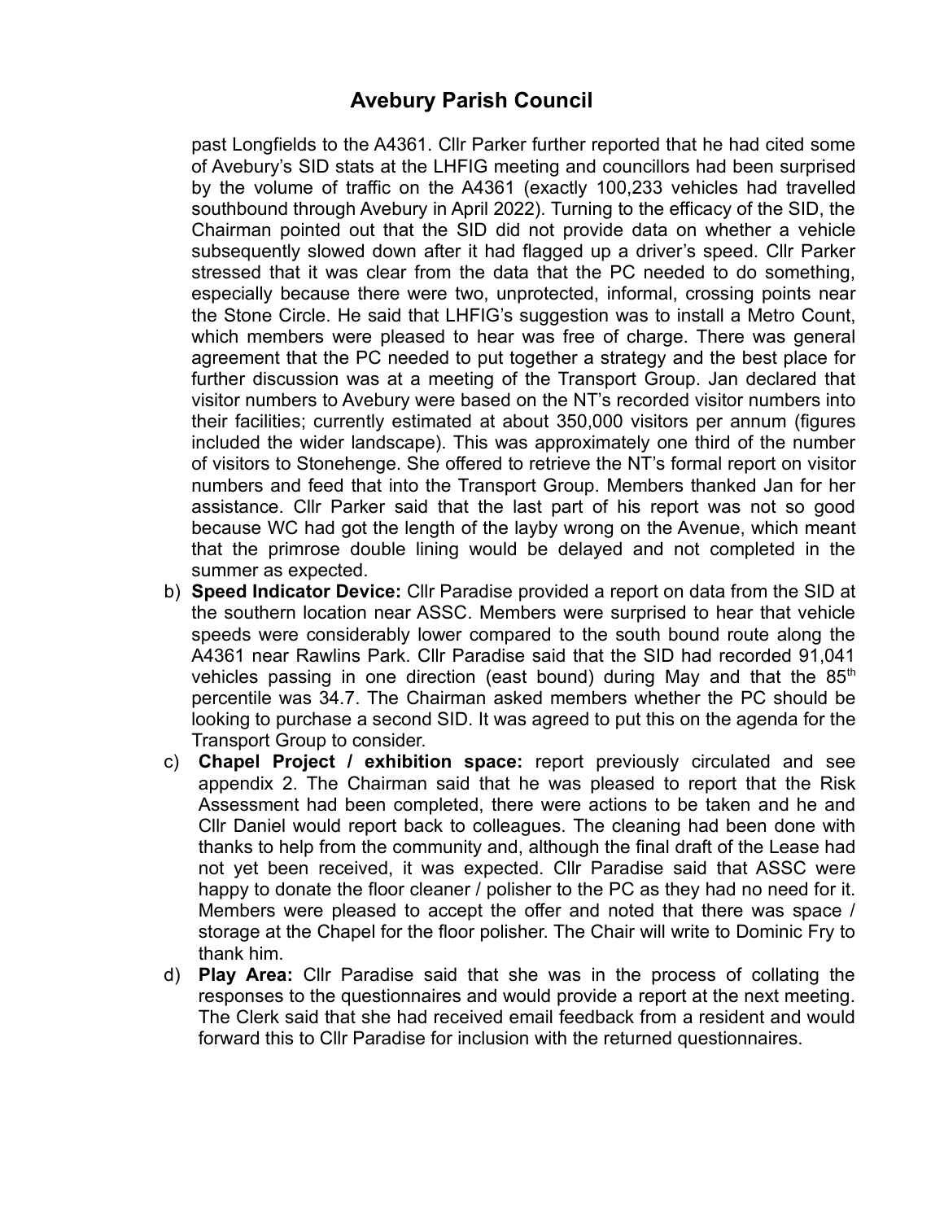past Longfields to the A4361. Cllr Parker further reported that he had cited some of Avebury's SID stats at the LHFIG meeting and councillors had been surprised by the volume of traffic on the A4361 (exactly 100,233 vehicles had travelled southbound through Avebury in April 2022). Turning to the efficacy of the SID, the Chairman pointed out that the SID did not provide data on whether a vehicle subsequently slowed down after it had flagged up a driver's speed. Cllr Parker stressed that it was clear from the data that the PC needed to do something, especially because there were two, unprotected, informal, crossing points near the Stone Circle. He said that LHFIG's suggestion was to install a Metro Count, which members were pleased to hear was free of charge. There was general agreement that the PC needed to put together a strategy and the best place for further discussion was at a meeting of the Transport Group. Jan declared that visitor numbers to Avebury were based on the NT's recorded visitor numbers into their facilities; currently estimated at about 350,000 visitors per annum (figures included the wider landscape). This was approximately one third of the number of visitors to Stonehenge. She offered to retrieve the NT's formal report on visitor numbers and feed that into the Transport Group. Members thanked Jan for her assistance. Cllr Parker said that the last part of his report was not so good because WC had got the length of the layby wrong on the Avenue, which meant that the primrose double lining would be delayed and not completed in the summer as expected.

b) **Speed Indicator Device:** Cllr Paradise provided a report on data from the SID at the southern location near ASSC. Members were surprised to hear that vehicle speeds were considerably lower compared to the south bound route along the A4361 near Rawlins Park. Cllr Paradise said that the SID had recorded 91,041 vehicles passing in one direction (east bound) during May and that the 85$^{th}$ percentile was 34.7. The Chairman asked members whether the PC should be looking to purchase a second SID. It was agreed to put this on the agenda for the Transport Group to consider.

c) **Chapel Project / exhibition space:** report previously circulated and see appendix 2. The Chairman said that he was pleased to report that the Risk Assessment had been completed, there were actions to be taken and he and Cllr Daniel would report back to colleagues. The cleaning had been done with thanks to help from the community and, although the final draft of the Lease had not yet been received, it was expected. Cllr Paradise said that ASSC were happy to donate the floor cleaner / polisher to the PC as they had no need for it. Members were pleased to accept the offer and noted that there was space / storage at the Chapel for the floor polisher. The Chair will write to Dominic Fry to thank him.

d) **Play Area:** Cllr Paradise said that she was in the process of collating the responses to the questionnaires and would provide a report at the next meeting. The Clerk said that she had received email feedback from a resident and would forward this to Cllr Paradise for inclusion with the returned questionnaires.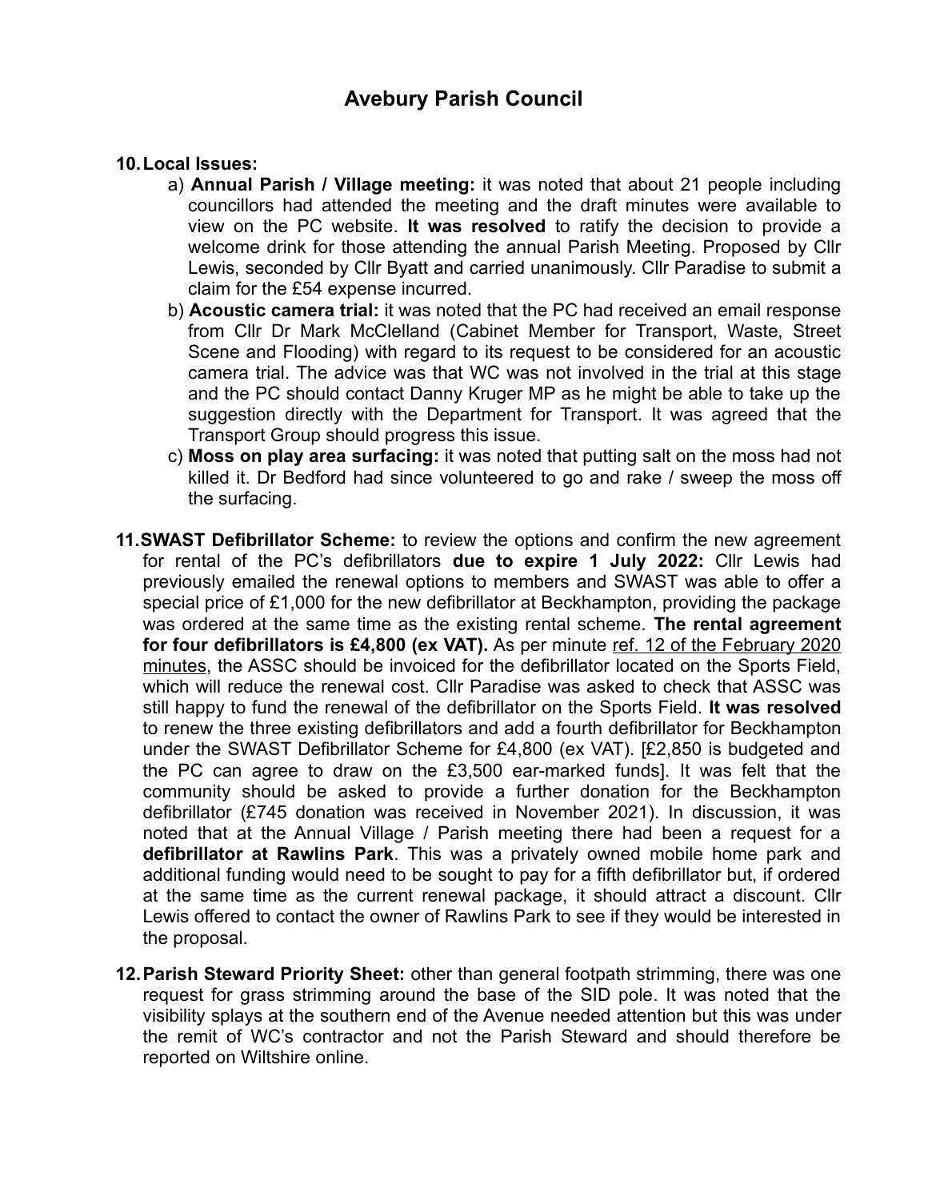# Avebury Parish Council

10. **Local Issues:**
    a) **Annual Parish / Village meeting:** it was noted that about 21 people including councillors had attended the meeting and the draft minutes were available to view on the PC website. **It was resolved** to ratify the decision to provide a welcome drink for those attending the annual Parish Meeting. Proposed by Cllr Lewis, seconded by Cllr Byatt and carried unanimously. Cllr Paradise to submit a claim for the £54 expense incurred.
    b) **Acoustic camera trial:** it was noted that the PC had received an email response from Cllr Dr Mark McClelland (Cabinet Member for Transport, Waste, Street Scene and Flooding) with regard to its request to be considered for an acoustic camera trial. The advice was that WC was not involved in the trial at this stage and the PC should contact Danny Kruger MP as he might be able to take up the suggestion directly with the Department for Transport. It was agreed that the Transport Group should progress this issue.
    c) **Moss on play area surfacing:** it was noted that putting salt on the moss had not killed it. Dr Bedford had since volunteered to go and rake / sweep the moss off the surfacing.

11. **SWAST Defibrillator Scheme:** to review the options and confirm the new agreement for rental of the PC's defibrillators **due to expire 1 July 2022:** Cllr Lewis had previously emailed the renewal options to members and SWAST was able to offer a special price of £1,000 for the new defibrillator at Beckhampton, providing the package was ordered at the same time as the existing rental scheme. **The rental agreement for four defibrillators is £4,800 (ex VAT).** As per minute <u>ref. 12 of the February 2020 minutes</u>, the ASSC should be invoiced for the defibrillator located on the Sports Field, which will reduce the renewal cost. Cllr Paradise was asked to check that ASSC was still happy to fund the renewal of the defibrillator on the Sports Field. **It was resolved** to renew the three existing defibrillators and add a fourth defibrillator for Beckhampton under the SWAST Defibrillator Scheme for £4,800 (ex VAT). [£2,850 is budgeted and the PC can agree to draw on the £3,500 ear-marked funds]. It was felt that the community should be asked to provide a further donation for the Beckhampton defibrillator (£745 donation was received in November 2021). In discussion, it was noted that at the Annual Village / Parish meeting there had been a request for a **defibrillator at Rawlins Park**. This was a privately owned mobile home park and additional funding would need to be sought to pay for a fifth defibrillator but, if ordered at the same time as the current renewal package, it should attract a discount. Cllr Lewis offered to contact the owner of Rawlins Park to see if they would be interested in the proposal.

12. **Parish Steward Priority Sheet:** other than general footpath strimming, there was one request for grass strimming around the base of the SID pole. It was noted that the visibility splays at the southern end of the Avenue needed attention but this was under the remit of WC's contractor and not the Parish Steward and should therefore be reported on Wiltshire online.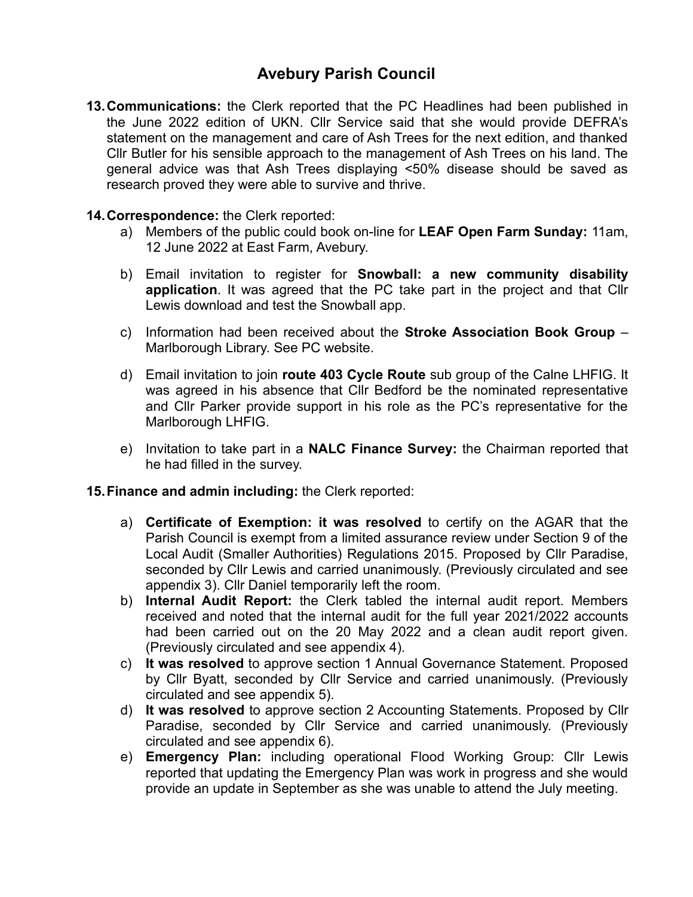# Avebury Parish Council

13. **Communications:** the Clerk reported that the PC Headlines had been published in the June 2022 edition of UKN. Cllr Service said that she would provide DEFRA's statement on the management and care of Ash Trees for the next edition, and thanked Cllr Butler for his sensible approach to the management of Ash Trees on his land. The general advice was that Ash Trees displaying <50% disease should be saved as research proved they were able to survive and thrive.

14. **Correspondence:** the Clerk reported:
    a) Members of the public could book on-line for **LEAF Open Farm Sunday:** 11am, 12 June 2022 at East Farm, Avebury.

    b) Email invitation to register for **Snowball: a new community disability application**. It was agreed that the PC take part in the project and that Cllr Lewis download and test the Snowball app.

    c) Information had been received about the **Stroke Association Book Group** – Marlborough Library. See PC website.

    d) Email invitation to join **route 403 Cycle Route** sub group of the Calne LHFIG. It was agreed in his absence that Cllr Bedford be the nominated representative and Cllr Parker provide support in his role as the PC's representative for the Marlborough LHFIG.

    e) Invitation to take part in a **NALC Finance Survey:** the Chairman reported that he had filled in the survey.

15. **Finance and admin including:** the Clerk reported:

    a) **Certificate of Exemption: it was resolved** to certify on the AGAR that the Parish Council is exempt from a limited assurance review under Section 9 of the Local Audit (Smaller Authorities) Regulations 2015. Proposed by Cllr Paradise, seconded by Cllr Lewis and carried unanimously. (Previously circulated and see appendix 3). Cllr Daniel temporarily left the room.
    b) **Internal Audit Report:** the Clerk tabled the internal audit report. Members received and noted that the internal audit for the full year 2021/2022 accounts had been carried out on the 20 May 2022 and a clean audit report given. (Previously circulated and see appendix 4).
    c) **It was resolved** to approve section 1 Annual Governance Statement. Proposed by Cllr Byatt, seconded by Cllr Service and carried unanimously. (Previously circulated and see appendix 5).
    d) **It was resolved** to approve section 2 Accounting Statements. Proposed by Cllr Paradise, seconded by Cllr Service and carried unanimously. (Previously circulated and see appendix 6).
    e) **Emergency Plan:** including operational Flood Working Group: Cllr Lewis reported that updating the Emergency Plan was work in progress and she would provide an update in September as she was unable to attend the July meeting.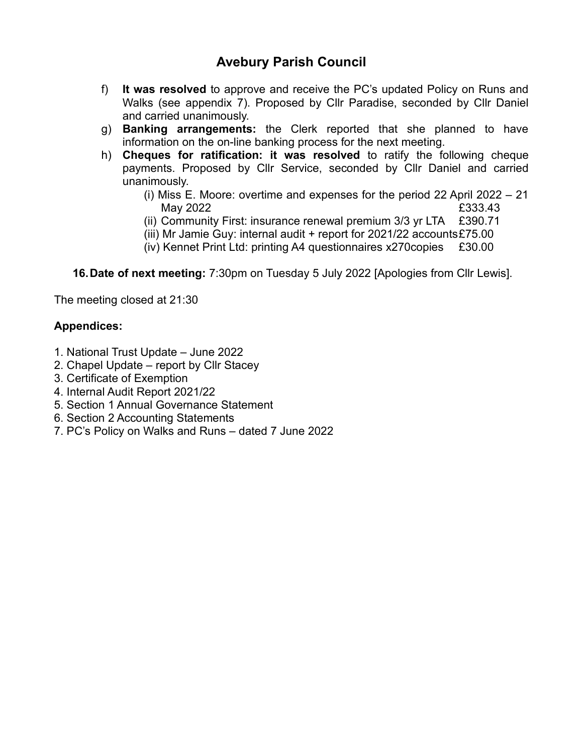# Avebury Parish Council

f) **It was resolved** to approve and receive the PC's updated Policy on Runs and Walks (see appendix 7). Proposed by Cllr Paradise, seconded by Cllr Daniel and carried unanimously.

g) **Banking arrangements:** the Clerk reported that she planned to have information on the on-line banking process for the next meeting.

h) **Cheques for ratification: it was resolved** to ratify the following cheque payments. Proposed by Cllr Service, seconded by Cllr Daniel and carried unanimously.

   (i) Miss E. Moore: overtime and expenses for the period 22 April 2022 – 21 May 2022 £333.43
   (ii) Community First: insurance renewal premium 3/3 yr LTA £390.71
   (iii) Mr Jamie Guy: internal audit + report for 2021/22 accounts £75.00
   (iv) Kennet Print Ltd: printing A4 questionnaires x270copies £30.00

**16. Date of next meeting:** 7:30pm on Tuesday 5 July 2022 [Apologies from Cllr Lewis].

The meeting closed at 21:30

**Appendices:**

1. National Trust Update – June 2022
2. Chapel Update – report by Cllr Stacey
3. Certificate of Exemption
4. Internal Audit Report 2021/22
5. Section 1 Annual Governance Statement
6. Section 2 Accounting Statements
7. PC's Policy on Walks and Runs – dated 7 June 2022